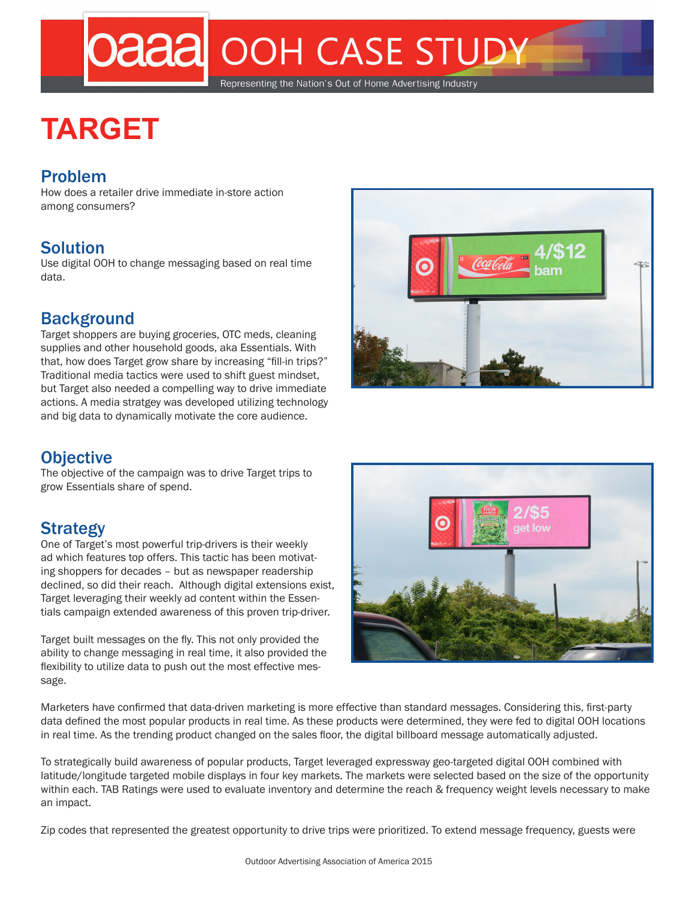# OOH CASE STUDY

Representing the Nation's Out of Home Advertising Industry

# TARGET

## Problem

How does a retailer drive immediate in-store action among consumers?

## Solution

Use digital OOH to change messaging based on real time data.

## Background

Target shoppers are buying groceries, OTC meds, cleaning supplies and other household goods, aka Essentials. With that, how does Target grow share by increasing "fill-in trips?" Traditional media tactics were used to shift guest mindset, but Target also needed a compelling way to drive immediate actions. A media stratgey was developed utilizing technology and big data to dynamically motivate the core audience.

## Objective

The objective of the campaign was to drive Target trips to grow Essentials share of spend.

## Strategy

One of Target's most powerful trip-drivers is their weekly ad which features top offers. This tactic has been motivating shoppers for decades – but as newspaper readership declined, so did their reach. Although digital extensions exist, Target leveraging their weekly ad content within the Essentials campaign extended awareness of this proven trip-driver.

Target built messages on the fly. This not only provided the ability to change messaging in real time, it also provided the flexibility to utilize data to push out the most effective message.

Marketers have confirmed that data-driven marketing is more effective than standard messages. Considering this, first-party data defined the most popular products in real time. As these products were determined, they were fed to digital OOH locations in real time. As the trending product changed on the sales floor, the digital billboard message automatically adjusted.

To strategically build awareness of popular products, Target leveraged expressway geo-targeted digital OOH combined with latitude/longitude targeted mobile displays in four key markets. The markets were selected based on the size of the opportunity within each. TAB Ratings were used to evaluate inventory and determine the reach & frequency weight levels necessary to make an impact.

Zip codes that represented the greatest opportunity to drive trips were prioritized. To extend message frequency, guests were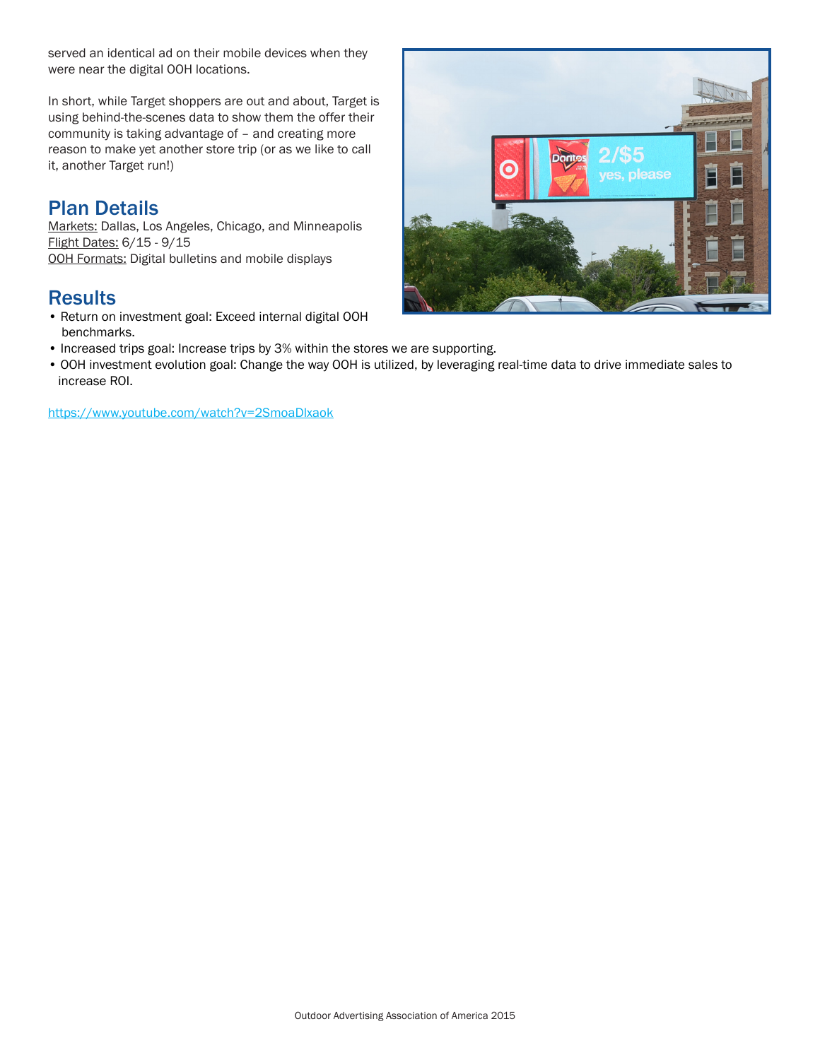served an identical ad on their mobile devices when they were near the digital OOH locations.

In short, while Target shoppers are out and about, Target is using behind-the-scenes data to show them the offer their community is taking advantage of – and creating more reason to make yet another store trip (or as we like to call it, another Target run!)

## Plan Details

Markets: Dallas, Los Angeles, Chicago, and Minneapolis
Flight Dates: 6/15 - 9/15
OOH Formats: Digital bulletins and mobile displays

## Results

- Return on investment goal: Exceed internal digital OOH benchmarks.
- Increased trips goal: Increase trips by 3% within the stores we are supporting.
- OOH investment evolution goal: Change the way OOH is utilized, by leveraging real-time data to drive immediate sales to increase ROI.

https://www.youtube.com/watch?v=2SmoaDlxaok